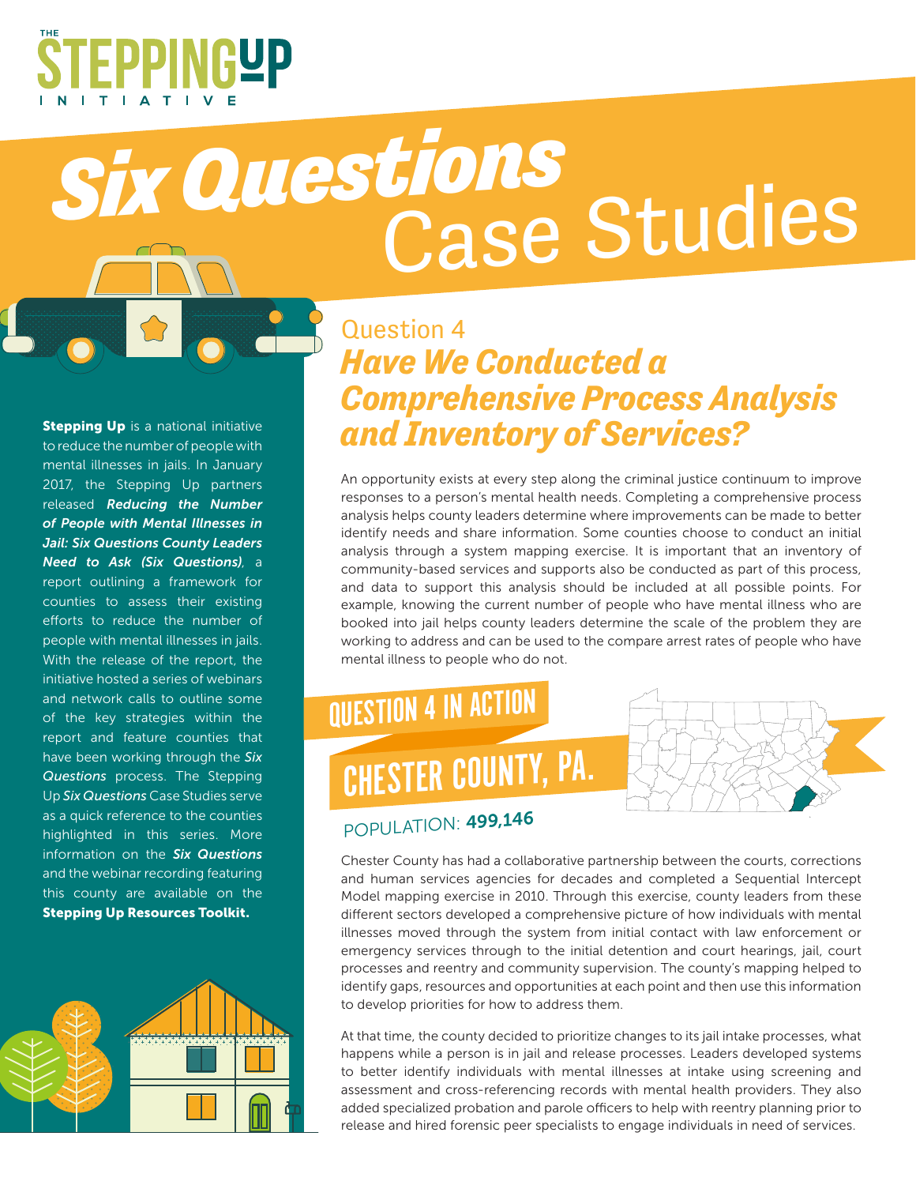THE STEPPING UP INITIATIVE

# *Six Questions* Case Studies

**Stepping Up** is a national initiative to reduce the number of people with mental illnesses in jails. In January 2017, the Stepping Up partners released ***Reducing the Number of People with Mental Illnesses in Jail: Six Questions County Leaders Need to Ask (Six Questions)***, a report outlining a framework for counties to assess their existing efforts to reduce the number of people with mental illnesses in jails. With the release of the report, the initiative hosted a series of webinars and network calls to outline some of the key strategies within the report and feature counties that have been working through the ***Six Questions*** process. The Stepping Up ***Six Questions*** Case Studies serve as a quick reference to the counties highlighted in this series. More information on the ***Six Questions*** and the webinar recording featuring this county are available on the **Stepping Up Resources Toolkit.**

## Question 4
## *Have We Conducted a Comprehensive Process Analysis and Inventory of Services?*

An opportunity exists at every step along the criminal justice continuum to improve responses to a person's mental health needs. Completing a comprehensive process analysis helps county leaders determine where improvements can be made to better identify needs and share information. Some counties choose to conduct an initial analysis through a system mapping exercise. It is important that an inventory of community-based services and supports also be conducted as part of this process, and data to support this analysis should be included at all possible points. For example, knowing the current number of people who have mental illness who are booked into jail helps county leaders determine the scale of the problem they are working to address and can be used to the compare arrest rates of people who have mental illness to people who do not.

### QUESTION 4 IN ACTION

### CHESTER COUNTY, PA.

POPULATION: **499,146**

Chester County has had a collaborative partnership between the courts, corrections and human services agencies for decades and completed a Sequential Intercept Model mapping exercise in 2010. Through this exercise, county leaders from these different sectors developed a comprehensive picture of how individuals with mental illnesses moved through the system from initial contact with law enforcement or emergency services through to the initial detention and court hearings, jail, court processes and reentry and community supervision. The county's mapping helped to identify gaps, resources and opportunities at each point and then use this information to develop priorities for how to address them.

At that time, the county decided to prioritize changes to its jail intake processes, what happens while a person is in jail and release processes. Leaders developed systems to better identify individuals with mental illnesses at intake using screening and assessment and cross-referencing records with mental health providers. They also added specialized probation and parole officers to help with reentry planning prior to release and hired forensic peer specialists to engage individuals in need of services.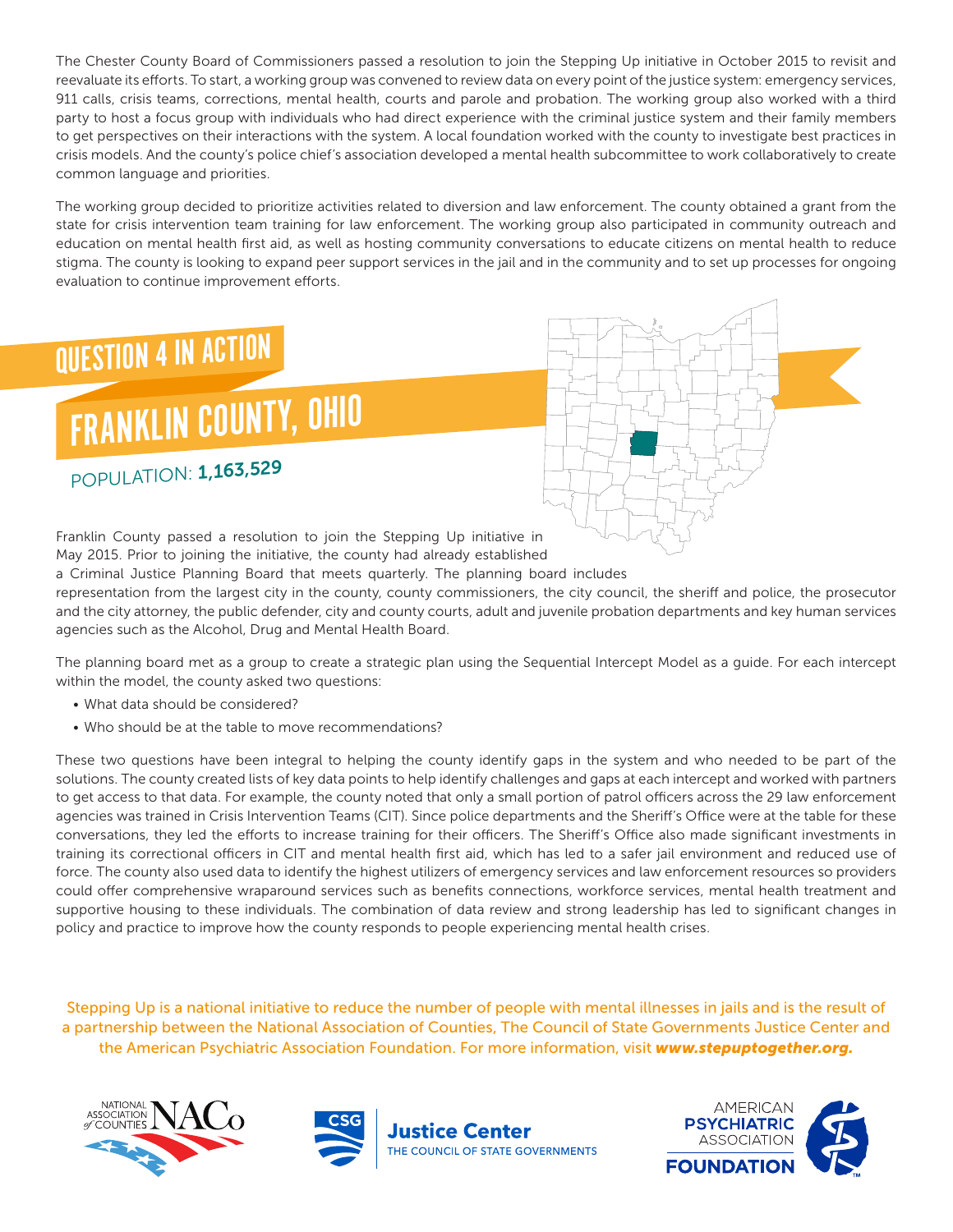The Chester County Board of Commissioners passed a resolution to join the Stepping Up initiative in October 2015 to revisit and reevaluate its efforts. To start, a working group was convened to review data on every point of the justice system: emergency services, 911 calls, crisis teams, corrections, mental health, courts and parole and probation. The working group also worked with a third party to host a focus group with individuals who had direct experience with the criminal justice system and their family members to get perspectives on their interactions with the system. A local foundation worked with the county to investigate best practices in crisis models. And the county's police chief's association developed a mental health subcommittee to work collaboratively to create common language and priorities.

The working group decided to prioritize activities related to diversion and law enforcement. The county obtained a grant from the state for crisis intervention team training for law enforcement. The working group also participated in community outreach and education on mental health first aid, as well as hosting community conversations to educate citizens on mental health to reduce stigma. The county is looking to expand peer support services in the jail and in the community and to set up processes for ongoing evaluation to continue improvement efforts.

## QUESTION 4 IN ACTION

# FRANKLIN COUNTY, OHIO

POPULATION: **1,163,529**

Franklin County passed a resolution to join the Stepping Up initiative in May 2015. Prior to joining the initiative, the county had already established a Criminal Justice Planning Board that meets quarterly. The planning board includes representation from the largest city in the county, county commissioners, the city council, the sheriff and police, the prosecutor and the city attorney, the public defender, city and county courts, adult and juvenile probation departments and key human services agencies such as the Alcohol, Drug and Mental Health Board.

The planning board met as a group to create a strategic plan using the Sequential Intercept Model as a guide. For each intercept within the model, the county asked two questions:

- What data should be considered?
- Who should be at the table to move recommendations?

These two questions have been integral to helping the county identify gaps in the system and who needed to be part of the solutions. The county created lists of key data points to help identify challenges and gaps at each intercept and worked with partners to get access to that data. For example, the county noted that only a small portion of patrol officers across the 29 law enforcement agencies was trained in Crisis Intervention Teams (CIT). Since police departments and the Sheriff's Office were at the table for these conversations, they led the efforts to increase training for their officers. The Sheriff's Office also made significant investments in training its correctional officers in CIT and mental health first aid, which has led to a safer jail environment and reduced use of force. The county also used data to identify the highest utilizers of emergency services and law enforcement resources so providers could offer comprehensive wraparound services such as benefits connections, workforce services, mental health treatment and supportive housing to these individuals. The combination of data review and strong leadership has led to significant changes in policy and practice to improve how the county responds to people experiencing mental health crises.

Stepping Up is a national initiative to reduce the number of people with mental illnesses in jails and is the result of a partnership between the National Association of Counties, The Council of State Governments Justice Center and the American Psychiatric Association Foundation. For more information, visit ***www.stepuptogether.org.***

NATIONAL ASSOCIATION of COUNTIES NACo

CSG Justice Center THE COUNCIL OF STATE GOVERNMENTS

AMERICAN PSYCHIATRIC ASSOCIATION FOUNDATION